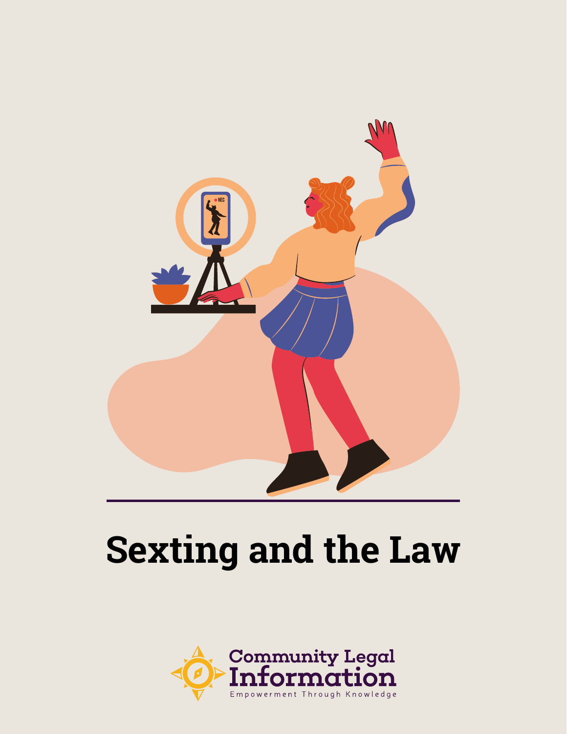# Sexting and the Law

Community Legal Information

Empowerment Through Knowledge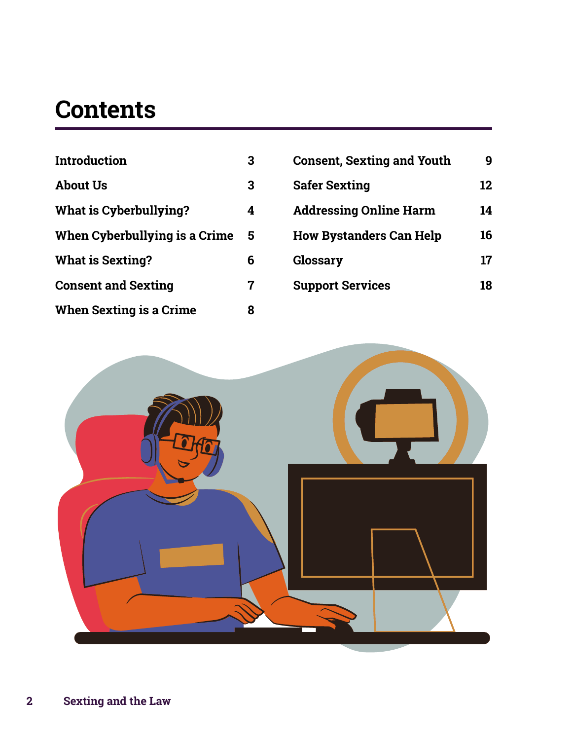# Contents

| | |
|---|---|
| Introduction | 3 |
| About Us | 3 |
| What is Cyberbullying? | 4 |
| When Cyberbullying is a Crime | 5 |
| What is Sexting? | 6 |
| Consent and Sexting | 7 |
| When Sexting is a Crime | 8 |
| Consent, Sexting and Youth | 9 |
| Safer Sexting | 12 |
| Addressing Online Harm | 14 |
| How Bystanders Can Help | 16 |
| Glossary | 17 |
| Support Services | 18 |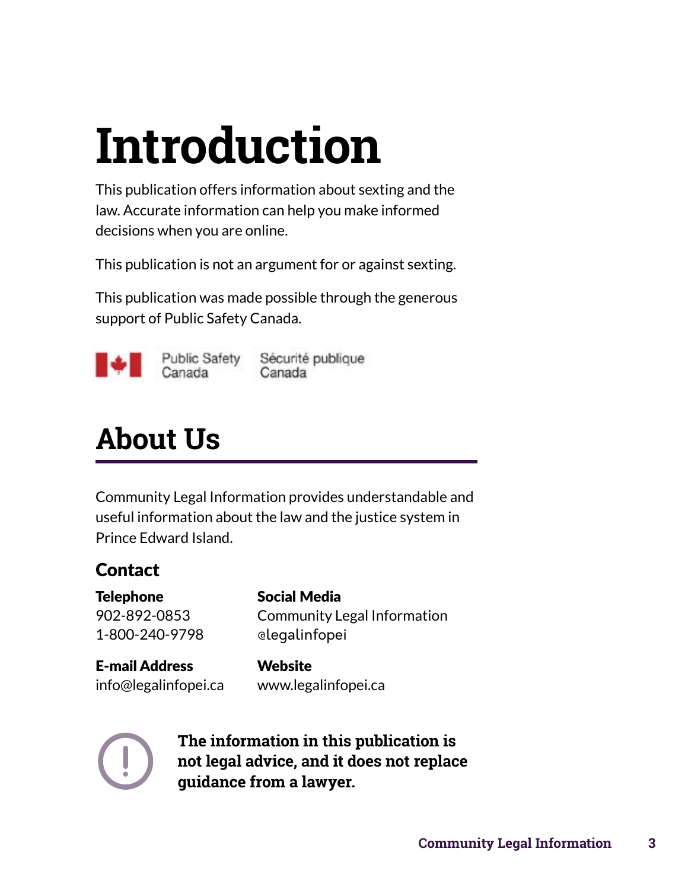# Introduction

This publication offers information about sexting and the law. Accurate information can help you make informed decisions when you are online.

This publication is not an argument for or against sexting.

This publication was made possible through the generous support of Public Safety Canada.

Public Safety Canada    Sécurité publique Canada

## About Us

Community Legal Information provides understandable and useful information about the law and the justice system in Prince Edward Island.

### Contact

**Telephone**
902-892-0853
1-800-240-9798

**Social Media**
Community Legal Information
@legalinfopei

**E-mail Address**
info@legalinfopei.ca

**Website**
www.legalinfopei.ca

**The information in this publication is not legal advice, and it does not replace guidance from a lawyer.**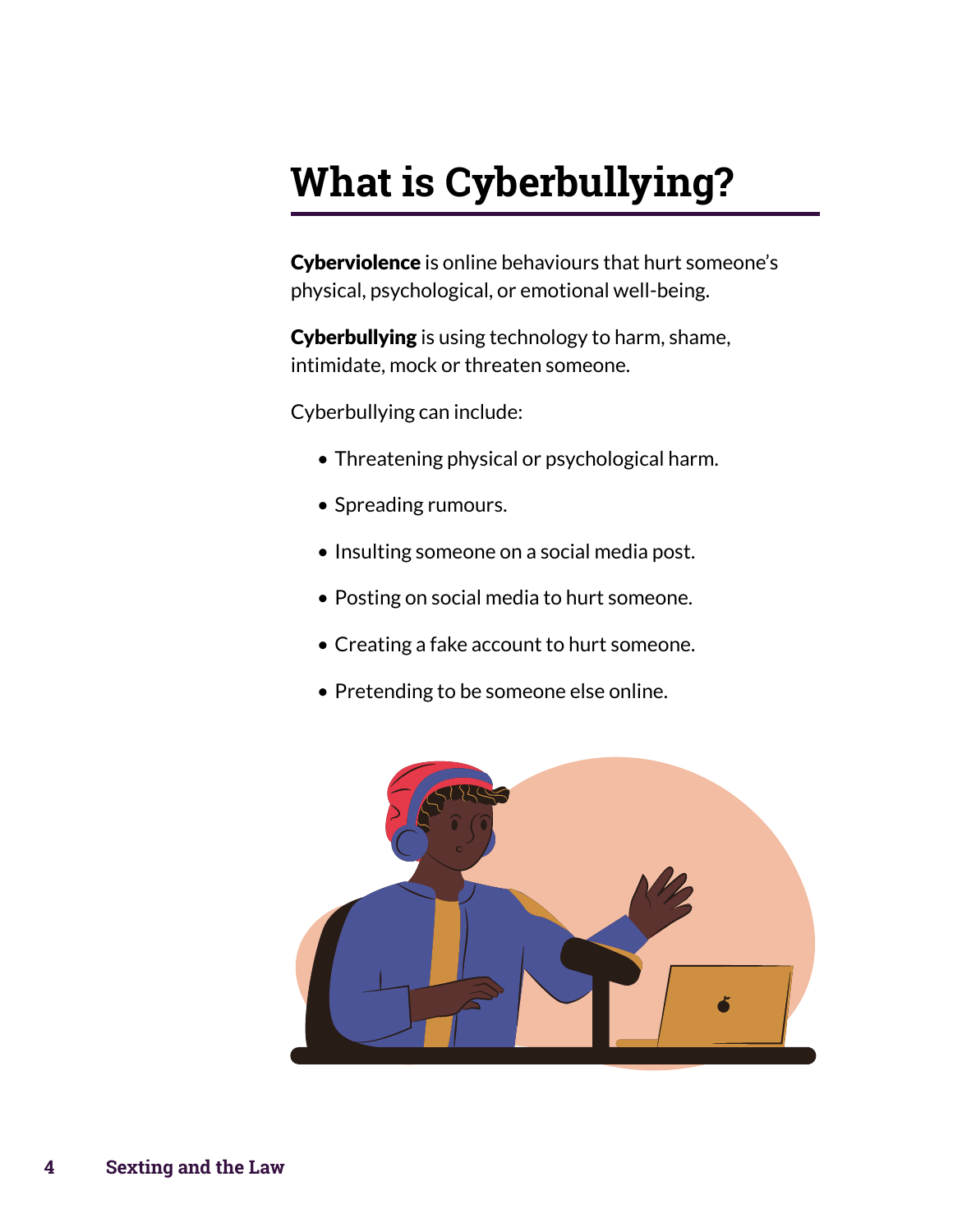# What is Cyberbullying?

**Cyberviolence** is online behaviours that hurt someone's physical, psychological, or emotional well-being.

**Cyberbullying** is using technology to harm, shame, intimidate, mock or threaten someone.

Cyberbullying can include:

- Threatening physical or psychological harm.
- Spreading rumours.
- Insulting someone on a social media post.
- Posting on social media to hurt someone.
- Creating a fake account to hurt someone.
- Pretending to be someone else online.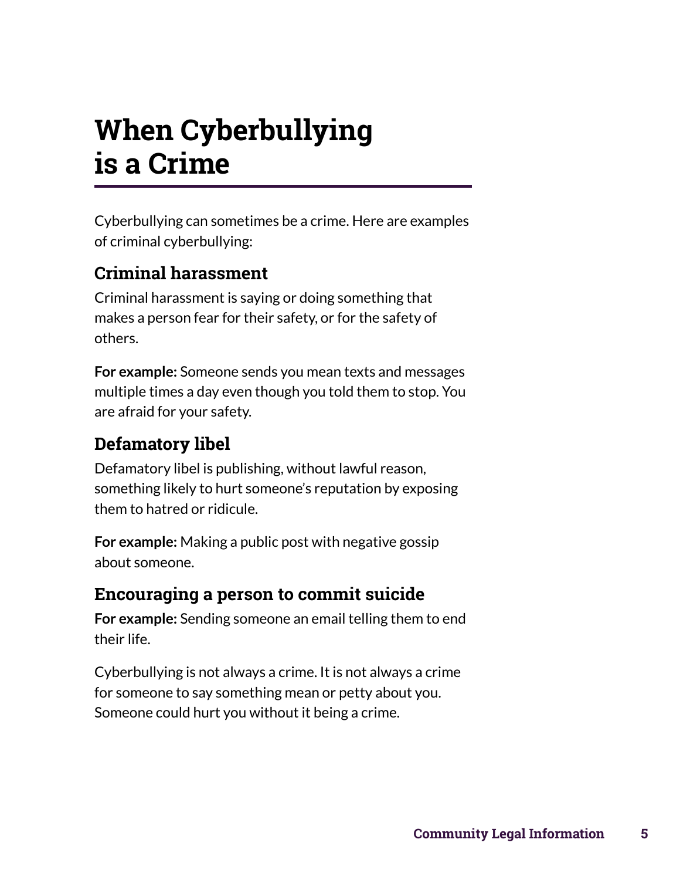# When Cyberbullying is a Crime

Cyberbullying can sometimes be a crime. Here are examples of criminal cyberbullying:

## Criminal harassment

Criminal harassment is saying or doing something that makes a person fear for their safety, or for the safety of others.

**For example:** Someone sends you mean texts and messages multiple times a day even though you told them to stop. You are afraid for your safety.

## Defamatory libel

Defamatory libel is publishing, without lawful reason, something likely to hurt someone's reputation by exposing them to hatred or ridicule.

**For example:** Making a public post with negative gossip about someone.

## Encouraging a person to commit suicide

**For example:** Sending someone an email telling them to end their life.

Cyberbullying is not always a crime. It is not always a crime for someone to say something mean or petty about you. Someone could hurt you without it being a crime.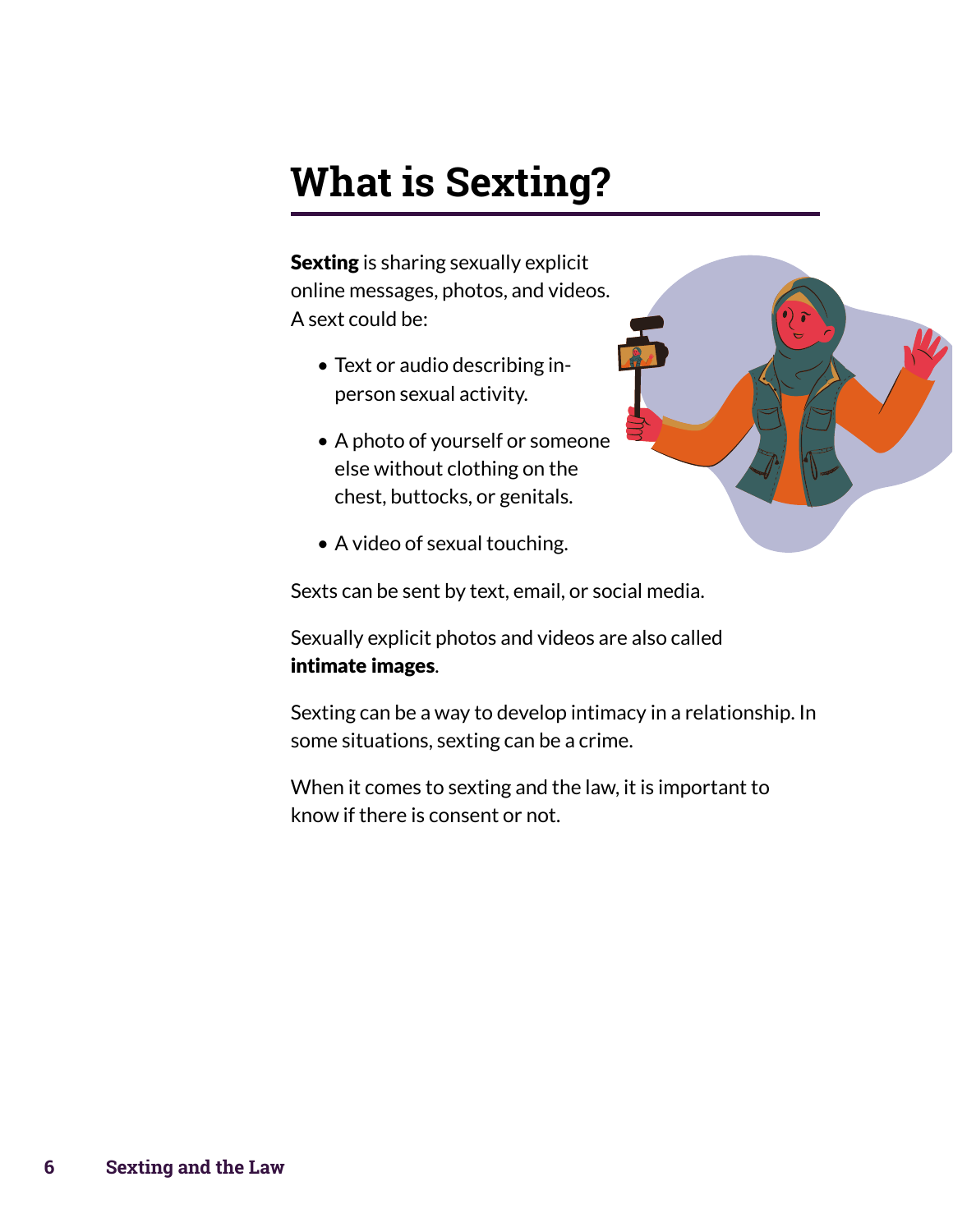# What is Sexting?

**Sexting** is sharing sexually explicit online messages, photos, and videos. A sext could be:

- Text or audio describing in-person sexual activity.
- A photo of yourself or someone else without clothing on the chest, buttocks, or genitals.
- A video of sexual touching.

Sexts can be sent by text, email, or social media.

Sexually explicit photos and videos are also called **intimate images**.

Sexting can be a way to develop intimacy in a relationship. In some situations, sexting can be a crime.

When it comes to sexting and the law, it is important to know if there is consent or not.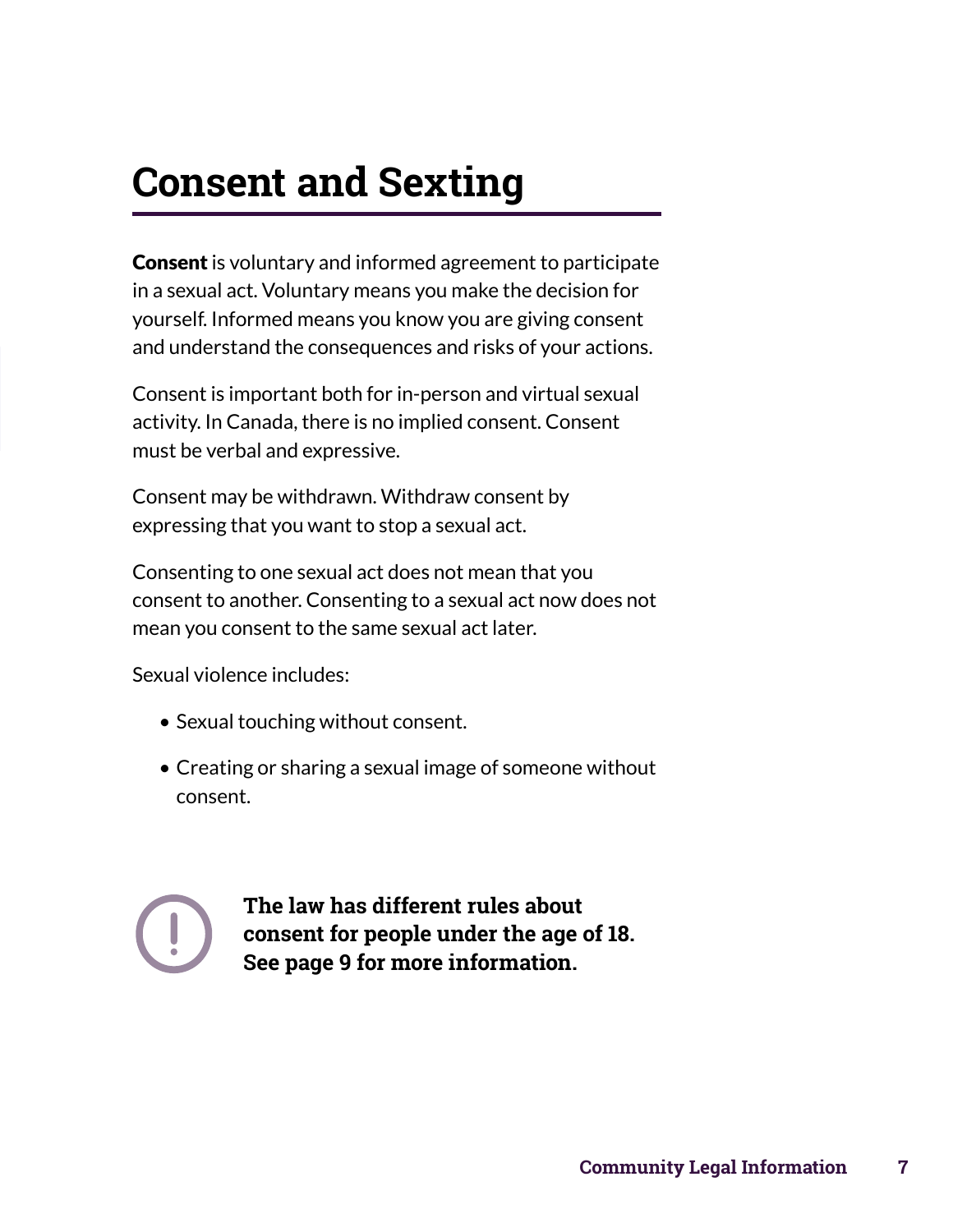# Consent and Sexting

**Consent** is voluntary and informed agreement to participate in a sexual act. Voluntary means you make the decision for yourself. Informed means you know you are giving consent and understand the consequences and risks of your actions.

Consent is important both for in-person and virtual sexual activity. In Canada, there is no implied consent. Consent must be verbal and expressive.

Consent may be withdrawn. Withdraw consent by expressing that you want to stop a sexual act.

Consenting to one sexual act does not mean that you consent to another. Consenting to a sexual act now does not mean you consent to the same sexual act later.

Sexual violence includes:

- Sexual touching without consent.
- Creating or sharing a sexual image of someone without consent.

**The law has different rules about consent for people under the age of 18. See page 9 for more information.**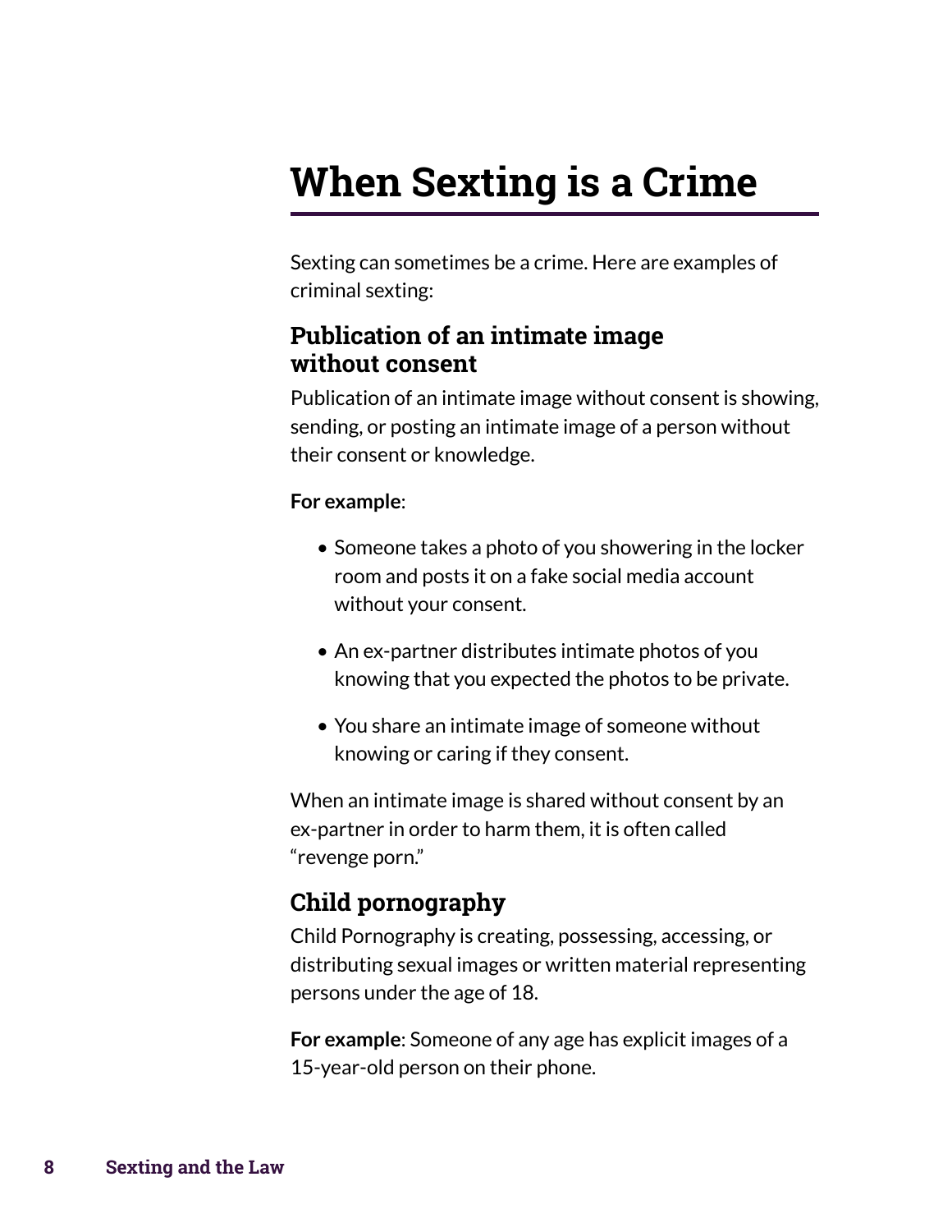# When Sexting is a Crime

Sexting can sometimes be a crime. Here are examples of criminal sexting:

## Publication of an intimate image without consent

Publication of an intimate image without consent is showing, sending, or posting an intimate image of a person without their consent or knowledge.

**For example**:

- Someone takes a photo of you showering in the locker room and posts it on a fake social media account without your consent.
- An ex-partner distributes intimate photos of you knowing that you expected the photos to be private.
- You share an intimate image of someone without knowing or caring if they consent.

When an intimate image is shared without consent by an ex-partner in order to harm them, it is often called "revenge porn."

## Child pornography

Child Pornography is creating, possessing, accessing, or distributing sexual images or written material representing persons under the age of 18.

**For example**: Someone of any age has explicit images of a 15-year-old person on their phone.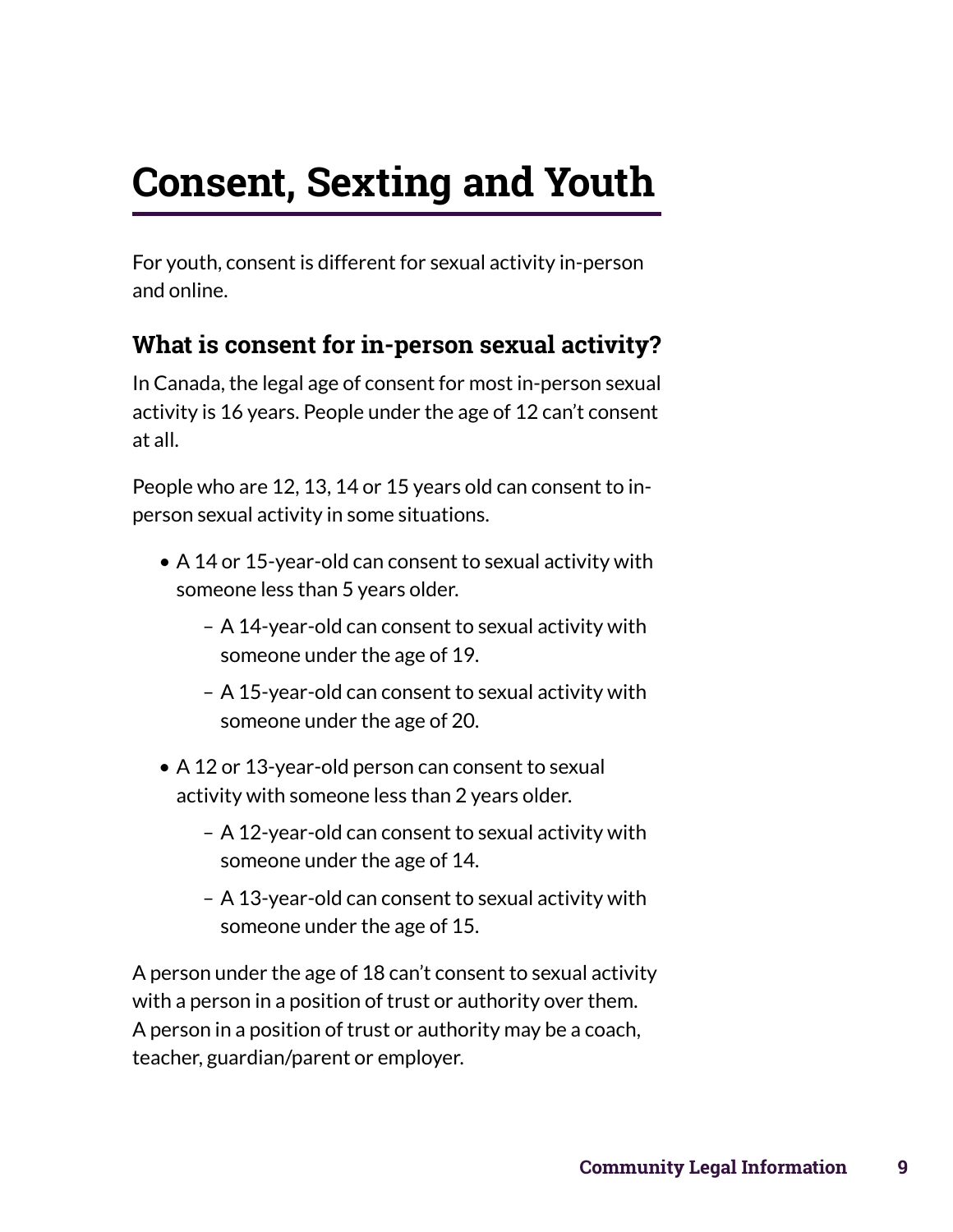# Consent, Sexting and Youth

For youth, consent is different for sexual activity in-person and online.

## What is consent for in-person sexual activity?

In Canada, the legal age of consent for most in-person sexual activity is 16 years. People under the age of 12 can't consent at all.

People who are 12, 13, 14 or 15 years old can consent to in-person sexual activity in some situations.

- A 14 or 15-year-old can consent to sexual activity with someone less than 5 years older.
  - A 14-year-old can consent to sexual activity with someone under the age of 19.
  - A 15-year-old can consent to sexual activity with someone under the age of 20.
- A 12 or 13-year-old person can consent to sexual activity with someone less than 2 years older.
  - A 12-year-old can consent to sexual activity with someone under the age of 14.
  - A 13-year-old can consent to sexual activity with someone under the age of 15.

A person under the age of 18 can't consent to sexual activity with a person in a position of trust or authority over them. A person in a position of trust or authority may be a coach, teacher, guardian/parent or employer.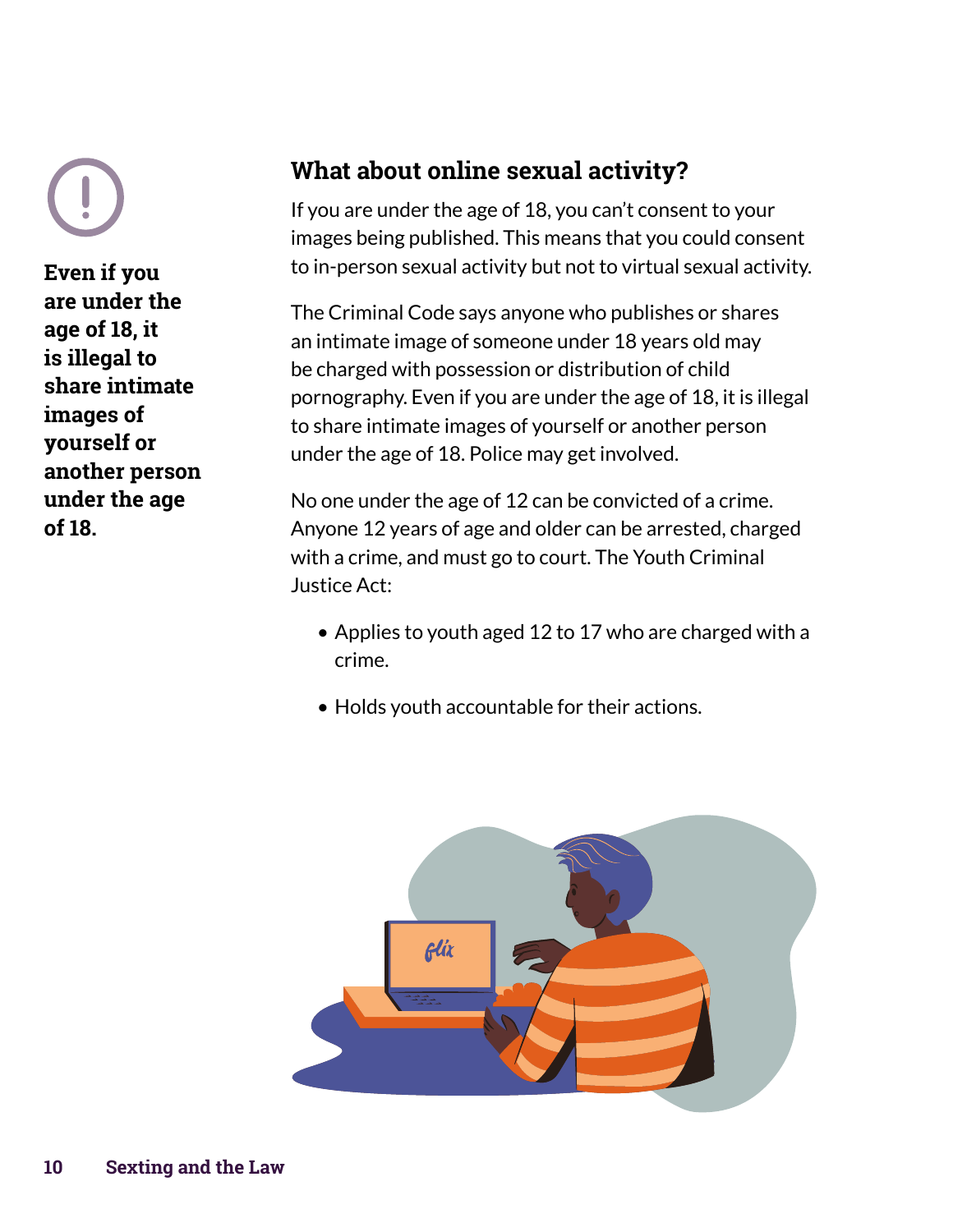**Even if you are under the age of 18, it is illegal to share intimate images of yourself or another person under the age of 18.**

## What about online sexual activity?

If you are under the age of 18, you can't consent to your images being published. This means that you could consent to in-person sexual activity but not to virtual sexual activity.

The Criminal Code says anyone who publishes or shares an intimate image of someone under 18 years old may be charged with possession or distribution of child pornography. Even if you are under the age of 18, it is illegal to share intimate images of yourself or another person under the age of 18. Police may get involved.

No one under the age of 12 can be convicted of a crime. Anyone 12 years of age and older can be arrested, charged with a crime, and must go to court. The Youth Criminal Justice Act:

- Applies to youth aged 12 to 17 who are charged with a crime.
- Holds youth accountable for their actions.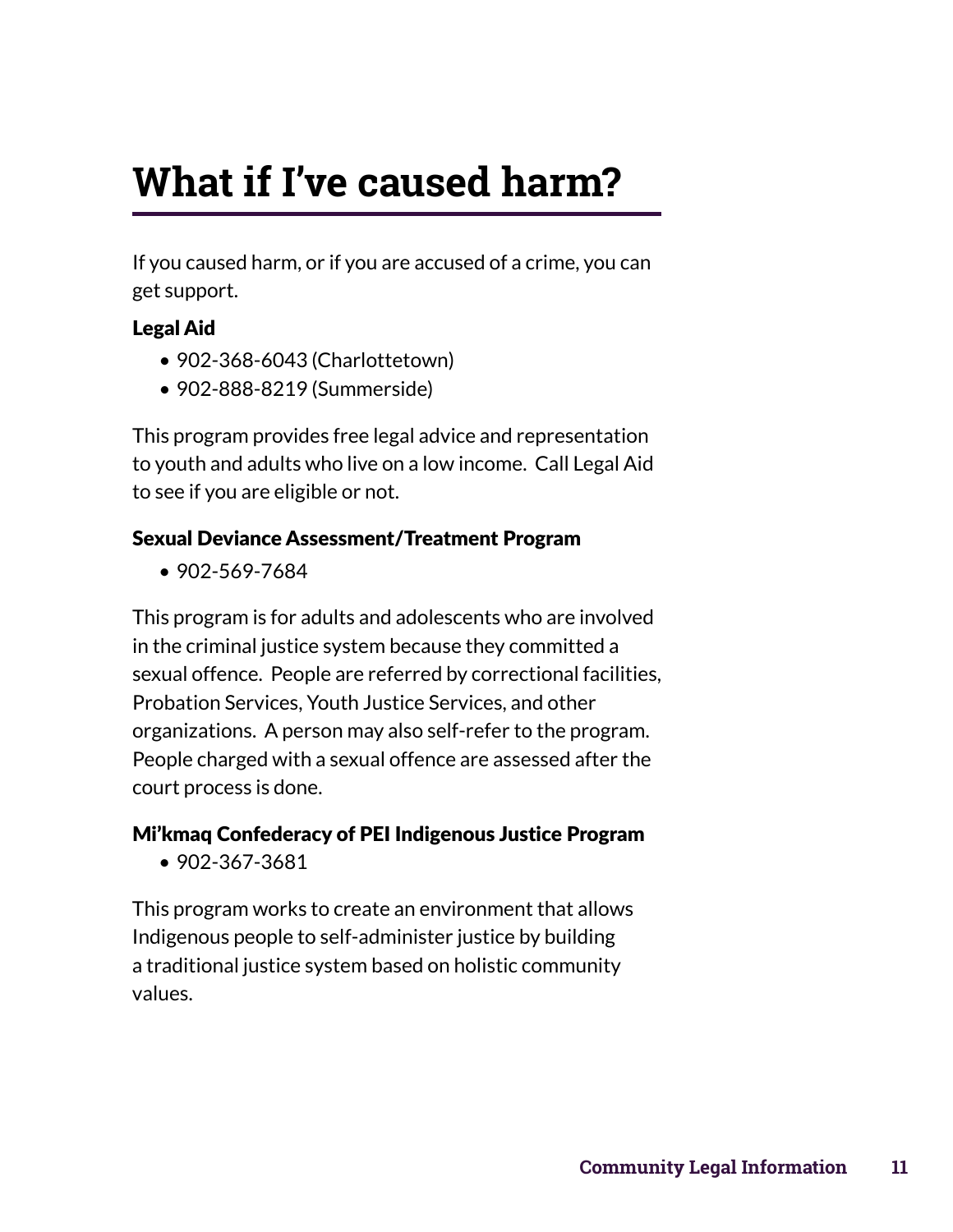# What if I've caused harm?

If you caused harm, or if you are accused of a crime, you can get support.

### Legal Aid

- 902-368-6043 (Charlottetown)
- 902-888-8219 (Summerside)

This program provides free legal advice and representation to youth and adults who live on a low income. Call Legal Aid to see if you are eligible or not.

### Sexual Deviance Assessment/Treatment Program

- 902-569-7684

This program is for adults and adolescents who are involved in the criminal justice system because they committed a sexual offence. People are referred by correctional facilities, Probation Services, Youth Justice Services, and other organizations. A person may also self-refer to the program. People charged with a sexual offence are assessed after the court process is done.

### Mi'kmaq Confederacy of PEI Indigenous Justice Program

- 902-367-3681

This program works to create an environment that allows Indigenous people to self-administer justice by building a traditional justice system based on holistic community values.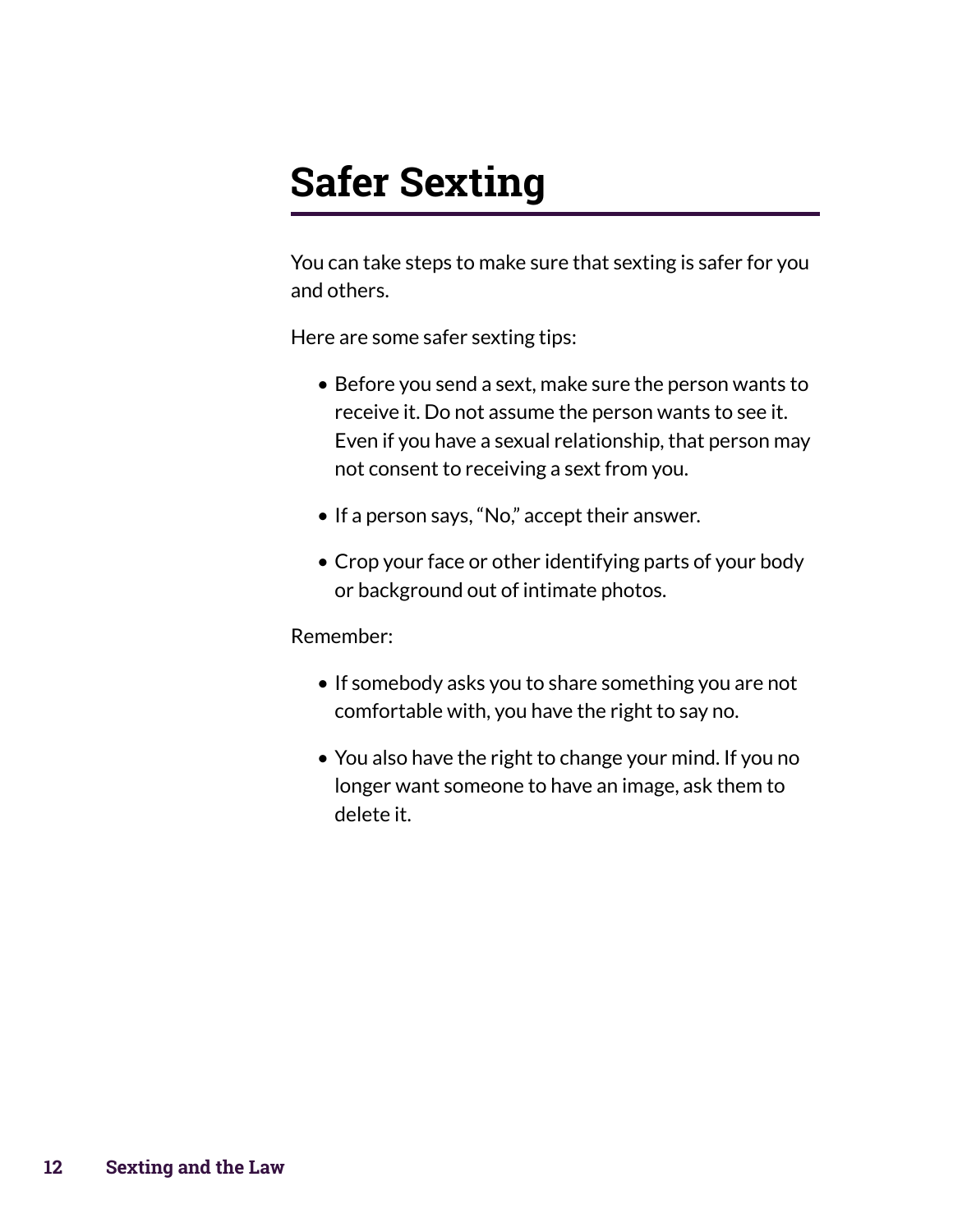# Safer Sexting

You can take steps to make sure that sexting is safer for you and others.

Here are some safer sexting tips:

- Before you send a sext, make sure the person wants to receive it. Do not assume the person wants to see it. Even if you have a sexual relationship, that person may not consent to receiving a sext from you.
- If a person says, “No,” accept their answer.
- Crop your face or other identifying parts of your body or background out of intimate photos.

Remember:

- If somebody asks you to share something you are not comfortable with, you have the right to say no.
- You also have the right to change your mind. If you no longer want someone to have an image, ask them to delete it.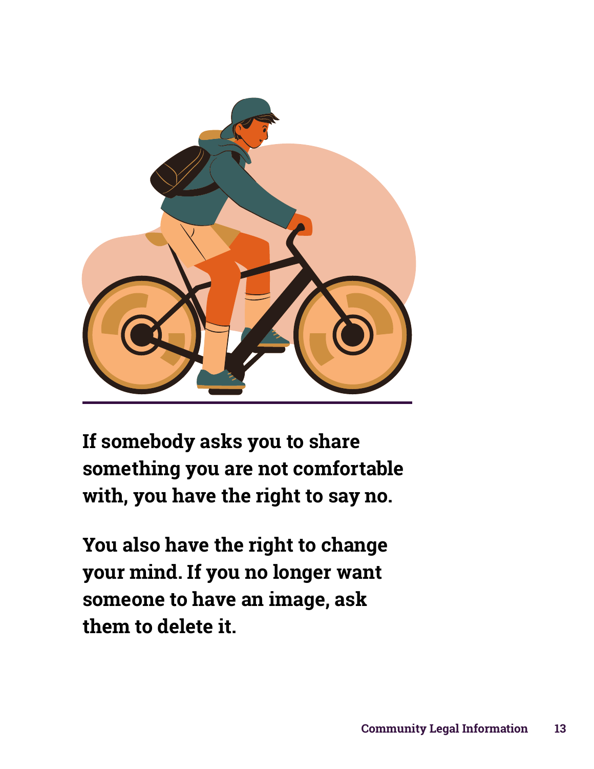**If somebody asks you to share something you are not comfortable with, you have the right to say no.**

**You also have the right to change your mind. If you no longer want someone to have an image, ask them to delete it.**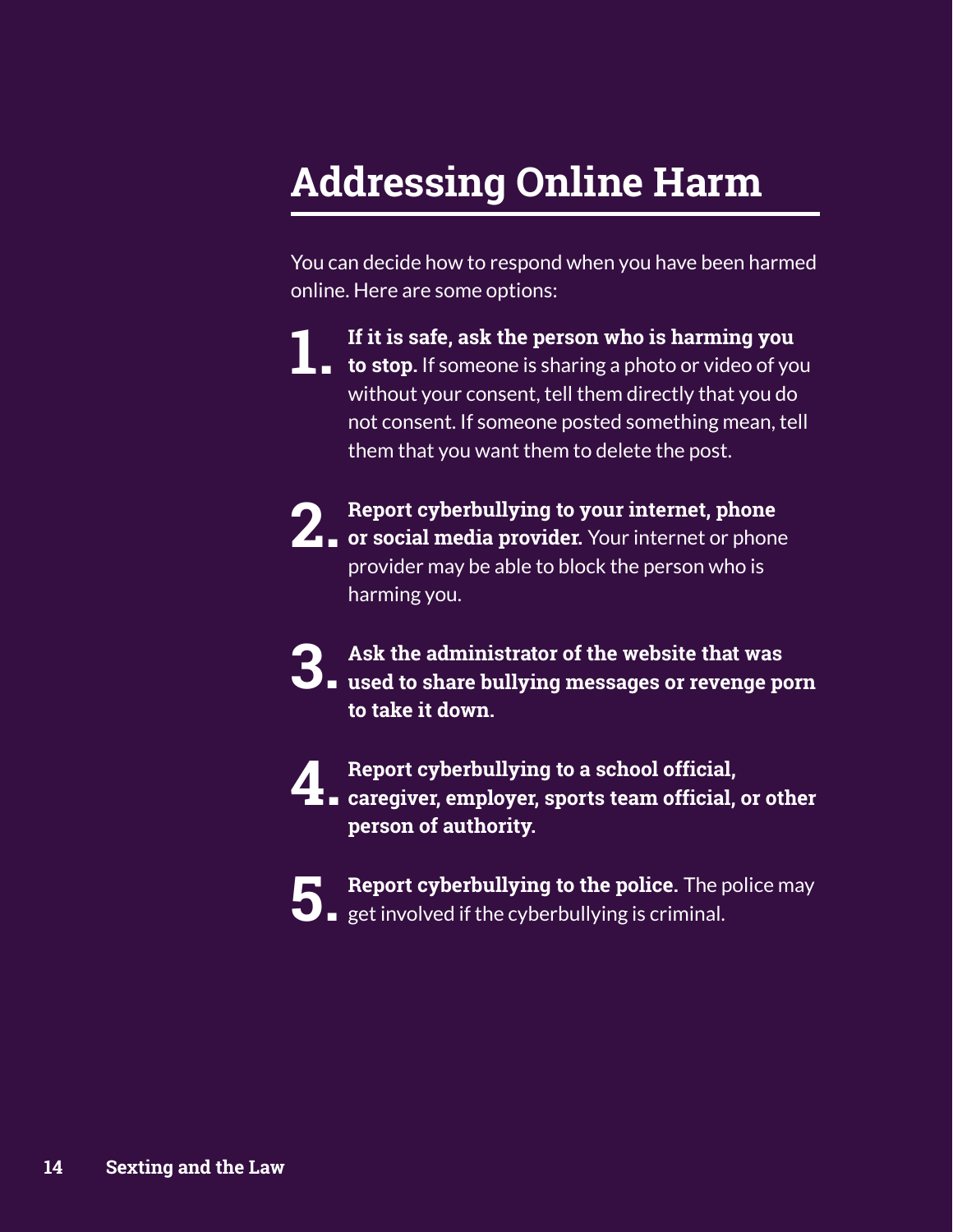# Addressing Online Harm

You can decide how to respond when you have been harmed online. Here are some options:

1. **If it is safe, ask the person who is harming you to stop.** If someone is sharing a photo or video of you without your consent, tell them directly that you do not consent. If someone posted something mean, tell them that you want them to delete the post.

2. **Report cyberbullying to your internet, phone or social media provider.** Your internet or phone provider may be able to block the person who is harming you.

3. **Ask the administrator of the website that was used to share bullying messages or revenge porn to take it down.**

4. **Report cyberbullying to a school official, caregiver, employer, sports team official, or other person of authority.**

5. **Report cyberbullying to the police.** The police may get involved if the cyberbullying is criminal.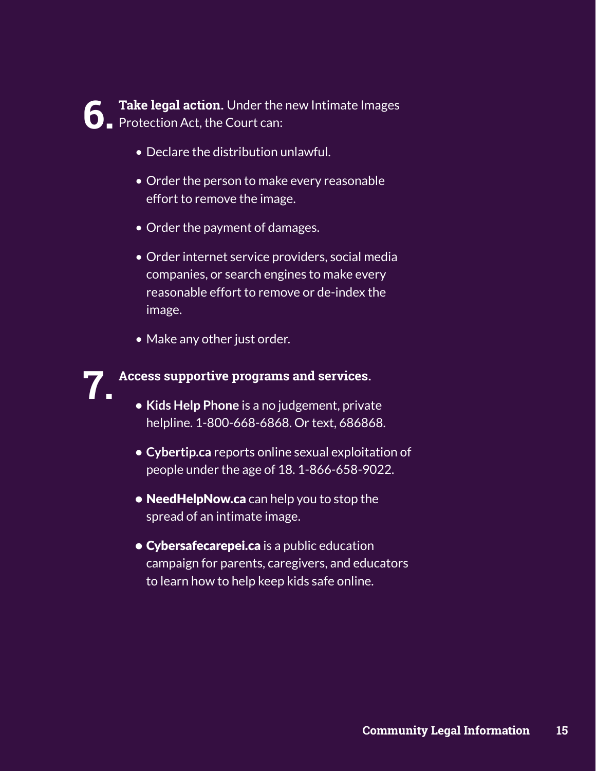6. **Take legal action.** Under the new Intimate Images Protection Act, the Court can:

- Declare the distribution unlawful.
- Order the person to make every reasonable effort to remove the image.
- Order the payment of damages.
- Order internet service providers, social media companies, or search engines to make every reasonable effort to remove or de-index the image.
- Make any other just order.

7. **Access supportive programs and services.**

- **Kids Help Phone** is a no judgement, private helpline. 1-800-668-6868. Or text, 686868.
- **Cybertip.ca** reports online sexual exploitation of people under the age of 18. 1-866-658-9022.
- **NeedHelpNow.ca** can help you to stop the spread of an intimate image.
- **Cybersafecarepei.ca** is a public education campaign for parents, caregivers, and educators to learn how to help keep kids safe online.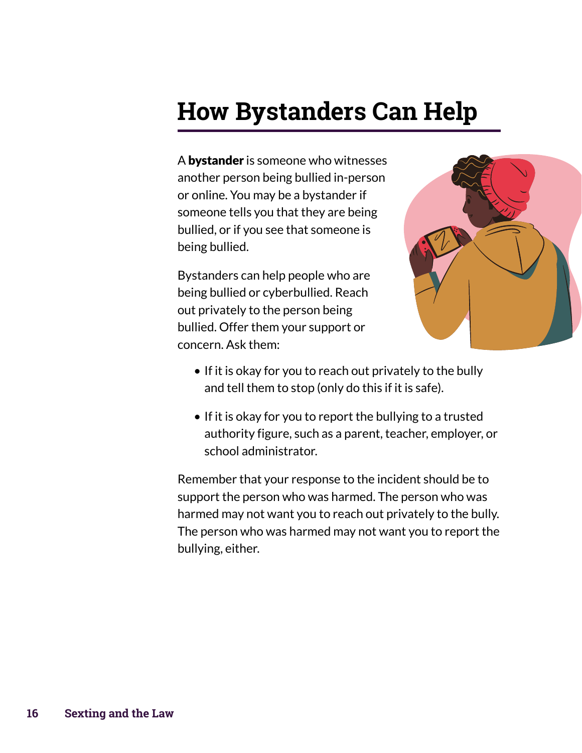# How Bystanders Can Help

A **bystander** is someone who witnesses another person being bullied in-person or online. You may be a bystander if someone tells you that they are being bullied, or if you see that someone is being bullied.

Bystanders can help people who are being bullied or cyberbullied. Reach out privately to the person being bullied. Offer them your support or concern. Ask them:

- If it is okay for you to reach out privately to the bully and tell them to stop (only do this if it is safe).
- If it is okay for you to report the bullying to a trusted authority figure, such as a parent, teacher, employer, or school administrator.

Remember that your response to the incident should be to support the person who was harmed. The person who was harmed may not want you to reach out privately to the bully. The person who was harmed may not want you to report the bullying, either.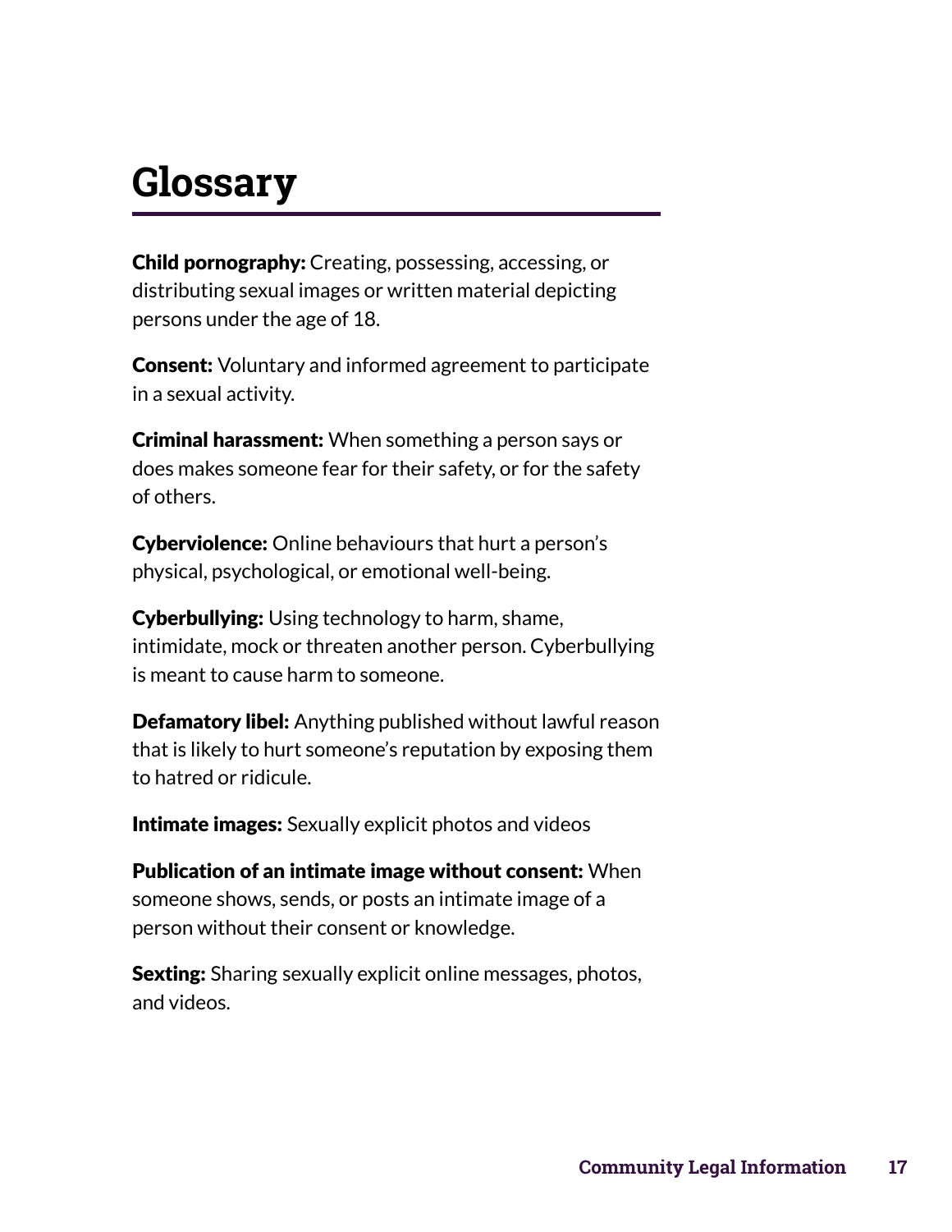# Glossary

**Child pornography:** Creating, possessing, accessing, or distributing sexual images or written material depicting persons under the age of 18.

**Consent:** Voluntary and informed agreement to participate in a sexual activity.

**Criminal harassment:** When something a person says or does makes someone fear for their safety, or for the safety of others.

**Cyberviolence:** Online behaviours that hurt a person's physical, psychological, or emotional well-being.

**Cyberbullying:** Using technology to harm, shame, intimidate, mock or threaten another person. Cyberbullying is meant to cause harm to someone.

**Defamatory libel:** Anything published without lawful reason that is likely to hurt someone's reputation by exposing them to hatred or ridicule.

**Intimate images:** Sexually explicit photos and videos

**Publication of an intimate image without consent:** When someone shows, sends, or posts an intimate image of a person without their consent or knowledge.

**Sexting:** Sharing sexually explicit online messages, photos, and videos.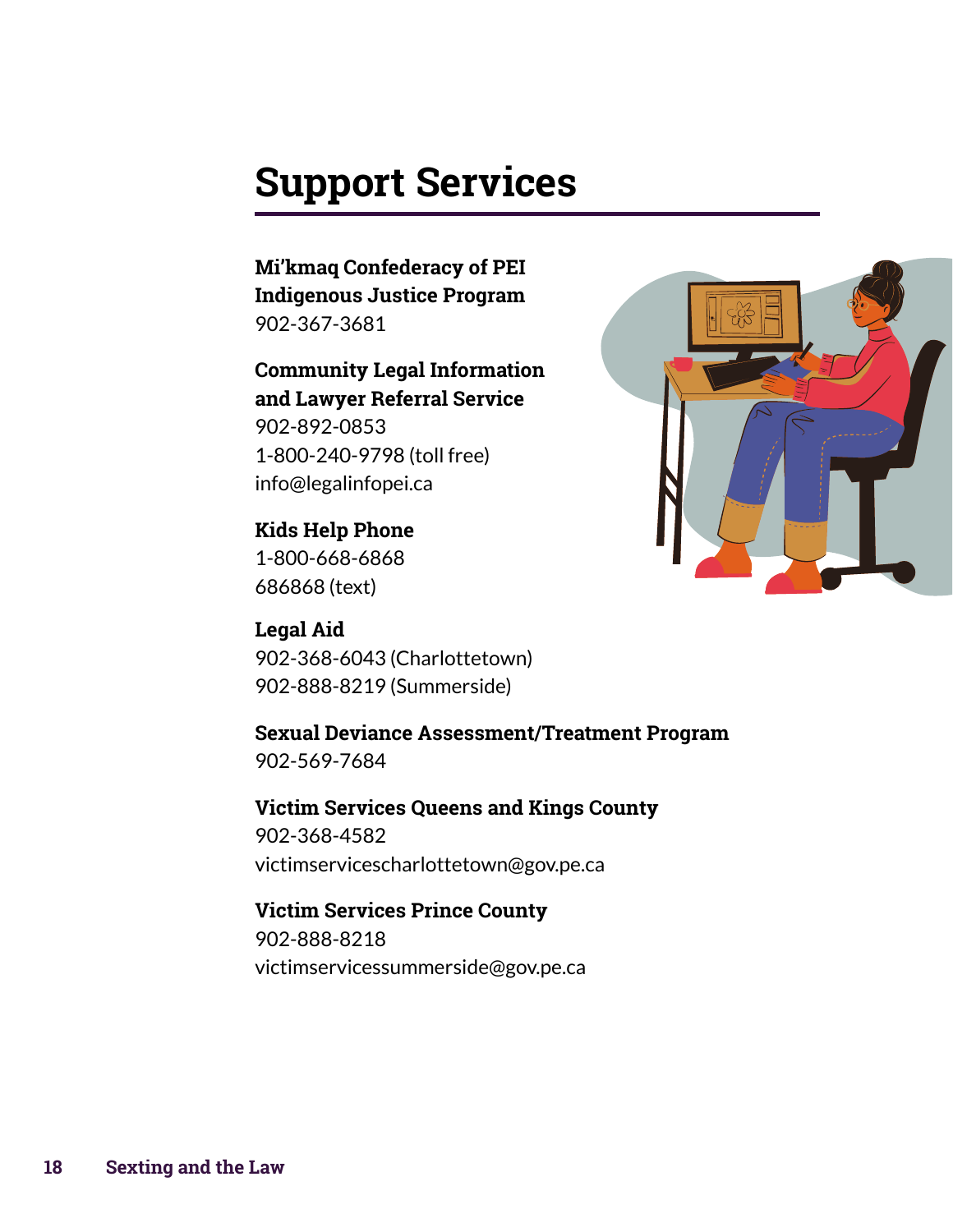# Support Services

**Mi'kmaq Confederacy of PEI Indigenous Justice Program**
902-367-3681

**Community Legal Information and Lawyer Referral Service**
902-892-0853
1-800-240-9798 (toll free)
info@legalinfopei.ca

**Kids Help Phone**
1-800-668-6868
686868 (text)

**Legal Aid**
902-368-6043 (Charlottetown)
902-888-8219 (Summerside)

**Sexual Deviance Assessment/Treatment Program**
902-569-7684

**Victim Services Queens and Kings County**
902-368-4582
victimservicescharlottetown@gov.pe.ca

**Victim Services Prince County**
902-888-8218
victimservicessummerside@gov.pe.ca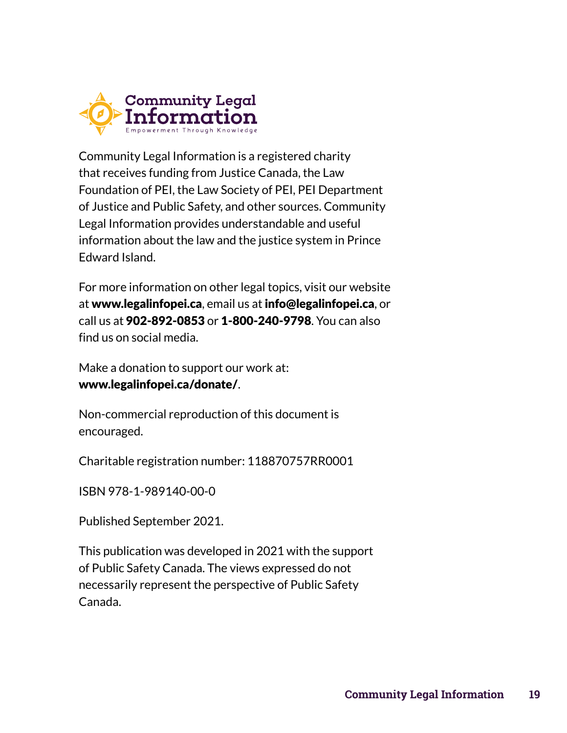Community Legal Information is a registered charity that receives funding from Justice Canada, the Law Foundation of PEI, the Law Society of PEI, PEI Department of Justice and Public Safety, and other sources. Community Legal Information provides understandable and useful information about the law and the justice system in Prince Edward Island.

For more information on other legal topics, visit our website at **www.legalinfopei.ca**, email us at **info@legalinfopei.ca**, or call us at **902-892-0853** or **1-800-240-9798**. You can also find us on social media.

Make a donation to support our work at:
**www.legalinfopei.ca/donate/**.

Non-commercial reproduction of this document is encouraged.

Charitable registration number: 118870757RR0001

ISBN 978-1-989140-00-0

Published September 2021.

This publication was developed in 2021 with the support of Public Safety Canada. The views expressed do not necessarily represent the perspective of Public Safety Canada.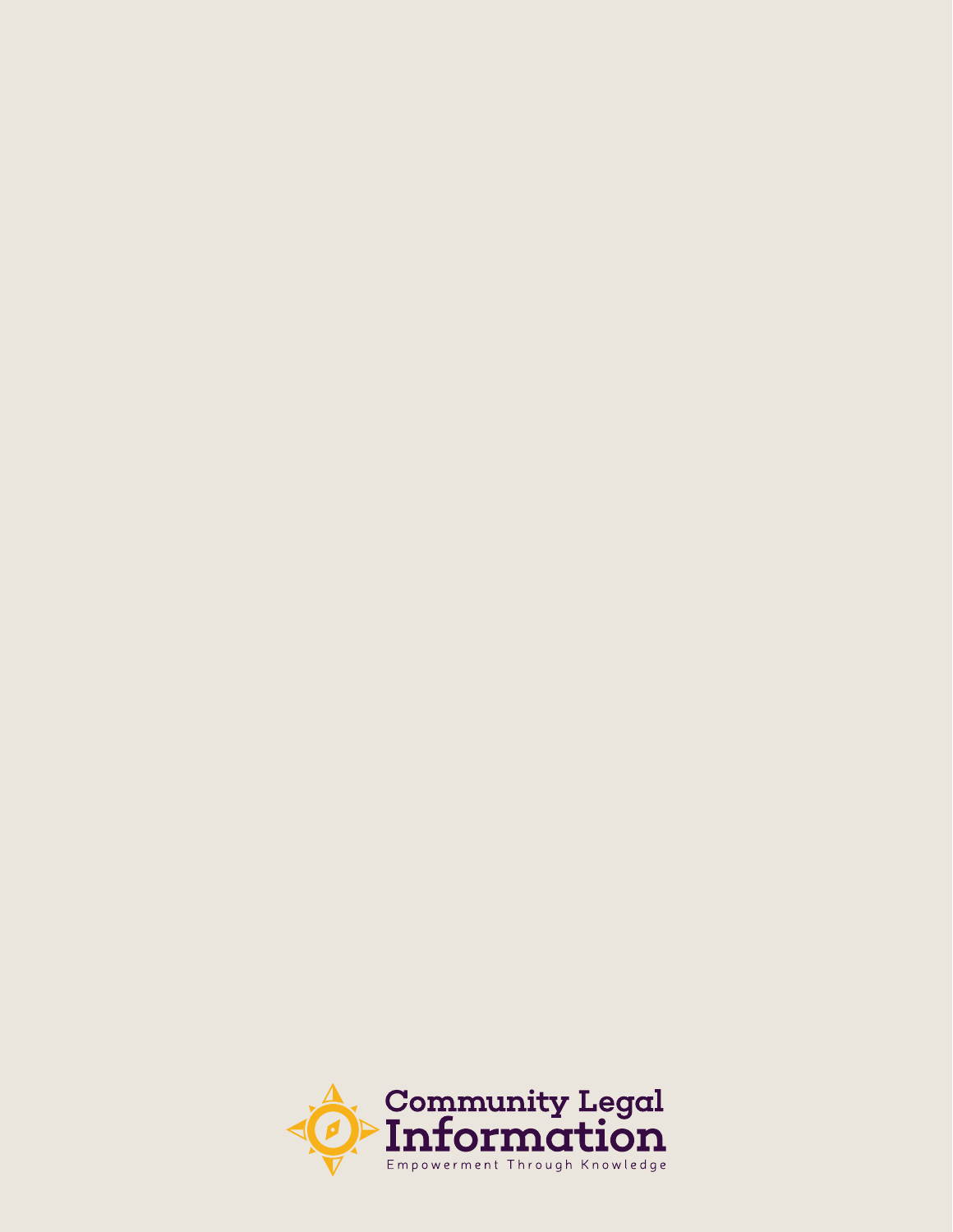Community Legal Information

Empowerment Through Knowledge